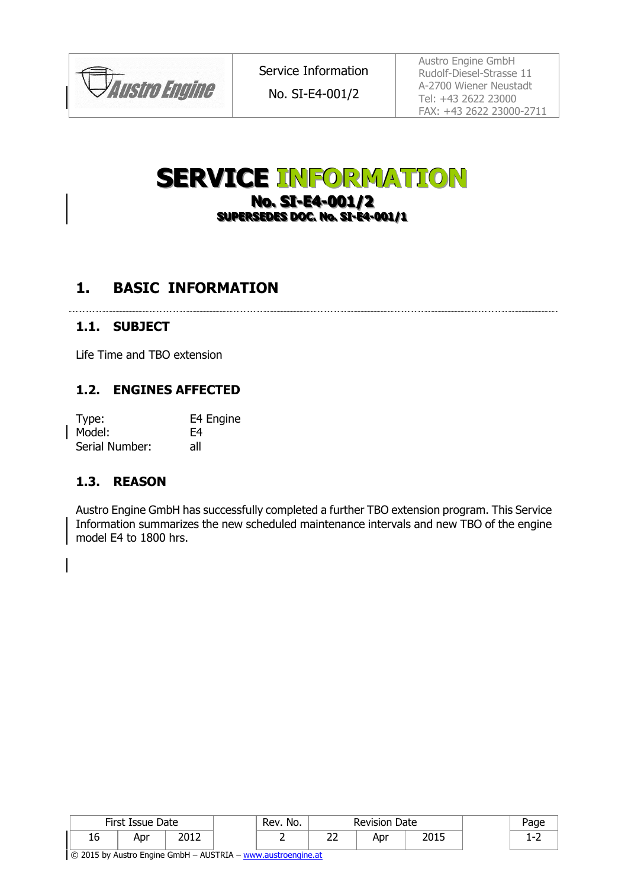# SERVICE INFORMATION

**No. SI-E4-001/2**

**SUPERSEDES DOC. No. SI-E4-001/1**

## 1. BASIC INFORMATION

### 1.1. SUBJECT

Life Time and TBO extension

### 1.2. ENGINES AFFECTED

Type: E4 Engine
Model: E4
Serial Number: all

### 1.3. REASON

Austro Engine GmbH has successfully completed a further TBO extension program. This Service Information summarizes the new scheduled maintenance intervals and new TBO of the engine model E4 to 1800 hrs.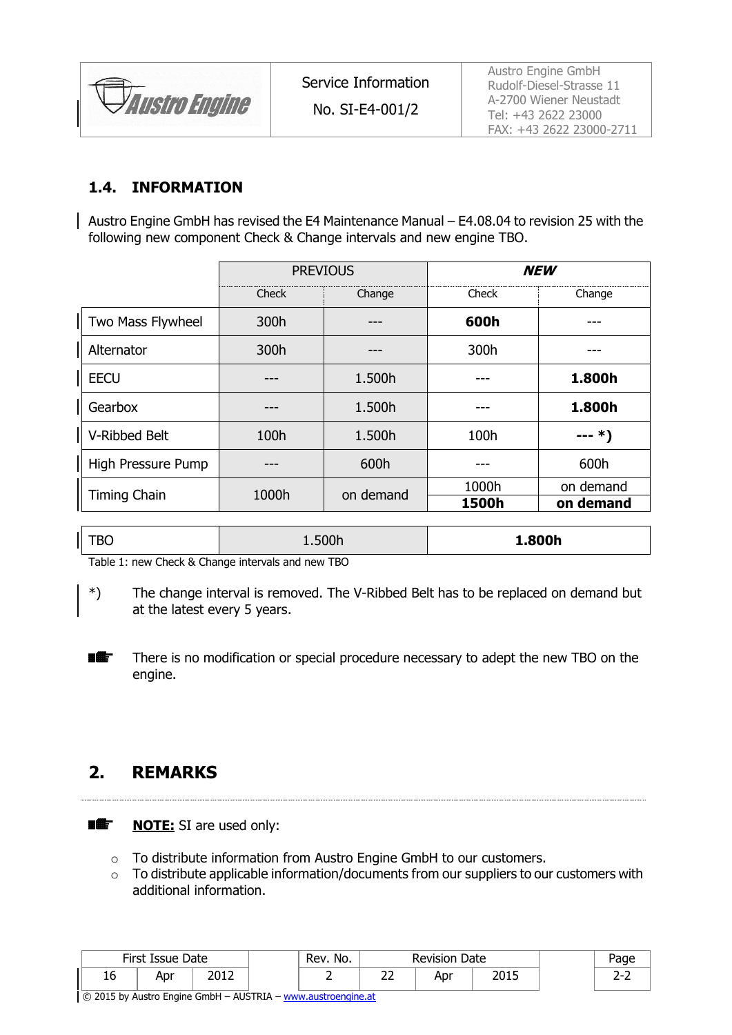## 1.4. INFORMATION

Austro Engine GmbH has revised the E4 Maintenance Manual – E4.08.04 to revision 25 with the following new component Check & Change intervals and new engine TBO.

| | PREVIOUS | | ***NEW*** | |
|---|---|---|---|---|
| | Check | Change | Check | Change |
| Two Mass Flywheel | 300h | --- | **600h** | --- |
| Alternator | 300h | --- | 300h | --- |
| EECU | --- | 1.500h | --- | **1.800h** |
| Gearbox | --- | 1.500h | --- | **1.800h** |
| V-Ribbed Belt | 100h | 1.500h | 100h | **--- *)** |
| High Pressure Pump | --- | 600h | --- | 600h |
| Timing Chain | 1000h | on demand | 1000h | on demand |
| | | | **1500h** | **on demand** |
| TBO | 1.500h | | **1.800h** | |

Table 1: new Check & Change intervals and new TBO

*) The change interval is removed. The V-Ribbed Belt has to be replaced on demand but at the latest every 5 years.

There is no modification or special procedure necessary to adept the new TBO on the engine.

## 2. REMARKS

**NOTE:** SI are used only:

- To distribute information from Austro Engine GmbH to our customers.
- To distribute applicable information/documents from our suppliers to our customers with additional information.

| First Issue Date | | | Rev. No. | Revision Date | | | Page |
|---|---|---|---|---|---|---|---|
| 16 | Apr | 2012 | 2 | 22 | Apr | 2015 | 2-2 |

© 2015 by Austro Engine GmbH – AUSTRIA – www.austroengine.at